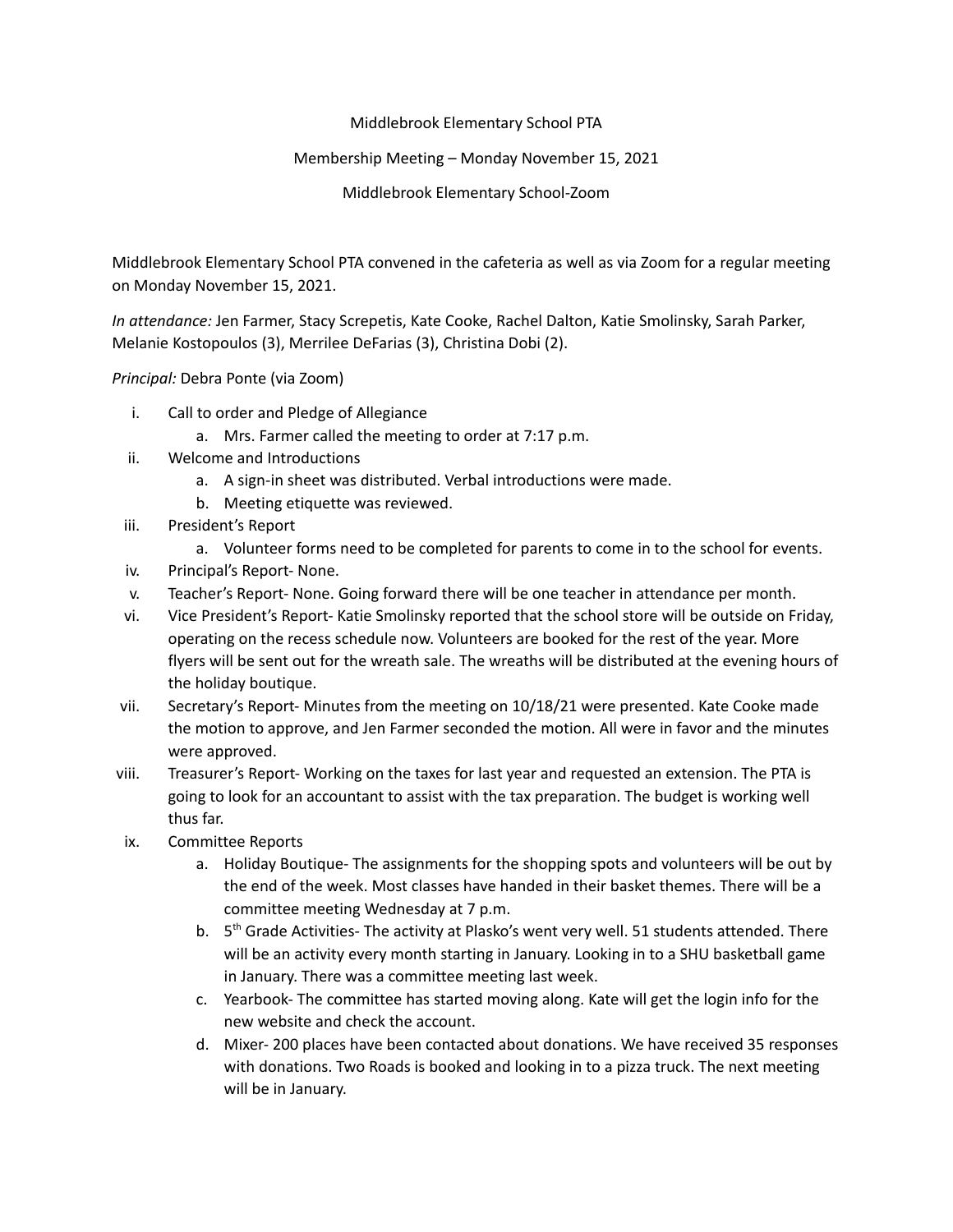Middlebrook Elementary School PTA

Membership Meeting – Monday November 15, 2021

Middlebrook Elementary School-Zoom

Middlebrook Elementary School PTA convened in the cafeteria as well as via Zoom for a regular meeting on Monday November 15, 2021.

*In attendance:* Jen Farmer, Stacy Screpetis, Kate Cooke, Rachel Dalton, Katie Smolinsky, Sarah Parker, Melanie Kostopoulos (3), Merrilee DeFarias (3), Christina Dobi (2).

*Principal:* Debra Ponte (via Zoom)

i. Call to order and Pledge of Allegiance
   a. Mrs. Farmer called the meeting to order at 7:17 p.m.
ii. Welcome and Introductions
   a. A sign-in sheet was distributed. Verbal introductions were made.
   b. Meeting etiquette was reviewed.
iii. President's Report
   a. Volunteer forms need to be completed for parents to come in to the school for events.
iv. Principal's Report- None.
v. Teacher's Report- None. Going forward there will be one teacher in attendance per month.
vi. Vice President's Report- Katie Smolinsky reported that the school store will be outside on Friday, operating on the recess schedule now. Volunteers are booked for the rest of the year. More flyers will be sent out for the wreath sale. The wreaths will be distributed at the evening hours of the holiday boutique.
vii. Secretary's Report- Minutes from the meeting on 10/18/21 were presented. Kate Cooke made the motion to approve, and Jen Farmer seconded the motion. All were in favor and the minutes were approved.
viii. Treasurer's Report- Working on the taxes for last year and requested an extension. The PTA is going to look for an accountant to assist with the tax preparation. The budget is working well thus far.
ix. Committee Reports
   a. Holiday Boutique- The assignments for the shopping spots and volunteers will be out by the end of the week. Most classes have handed in their basket themes. There will be a committee meeting Wednesday at 7 p.m.
   b. 5th Grade Activities- The activity at Plasko's went very well. 51 students attended. There will be an activity every month starting in January. Looking in to a SHU basketball game in January. There was a committee meeting last week.
   c. Yearbook- The committee has started moving along. Kate will get the login info for the new website and check the account.
   d. Mixer- 200 places have been contacted about donations. We have received 35 responses with donations. Two Roads is booked and looking in to a pizza truck. The next meeting will be in January.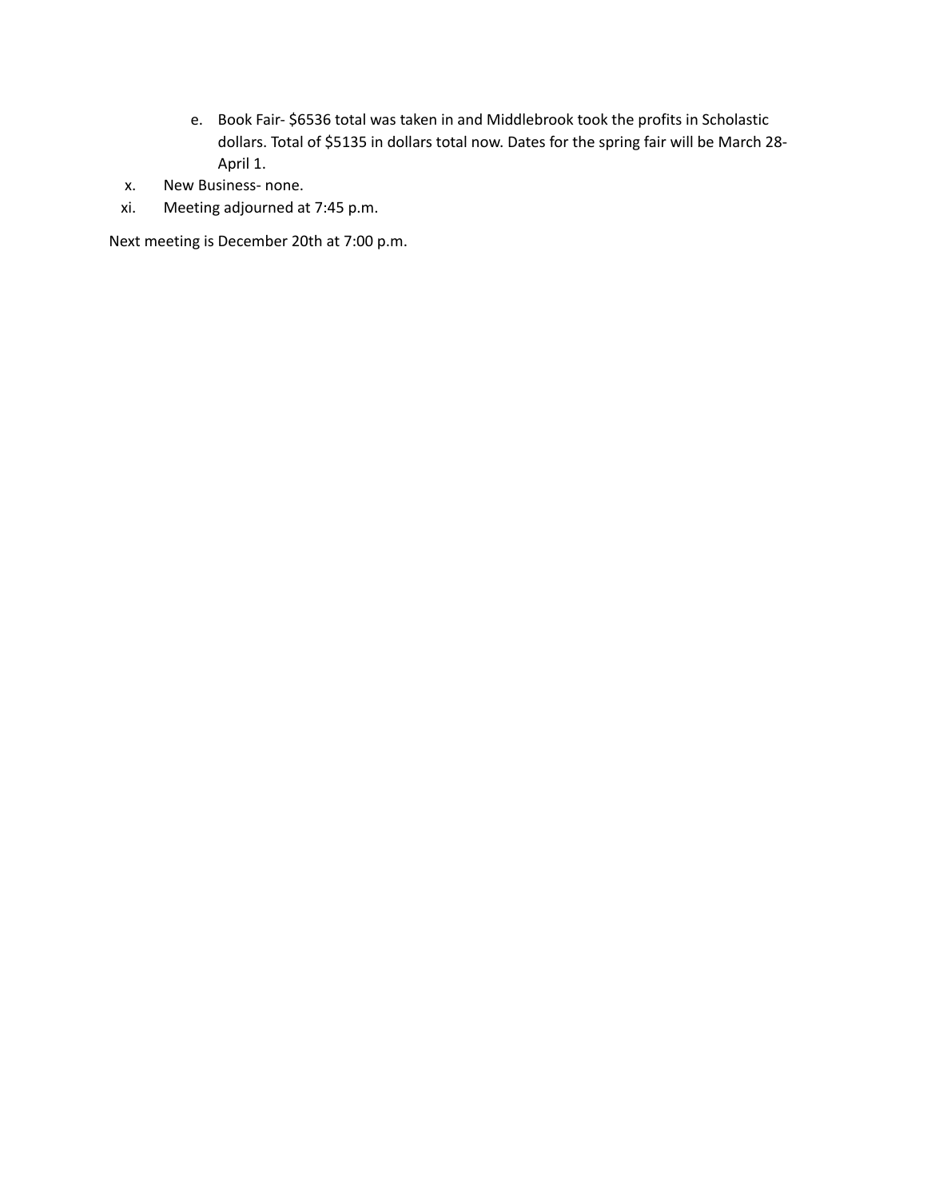e. Book Fair- $6536 total was taken in and Middlebrook took the profits in Scholastic dollars. Total of $5135 in dollars total now. Dates for the spring fair will be March 28-April 1.

x. New Business- none.

xi. Meeting adjourned at 7:45 p.m.

Next meeting is December 20th at 7:00 p.m.